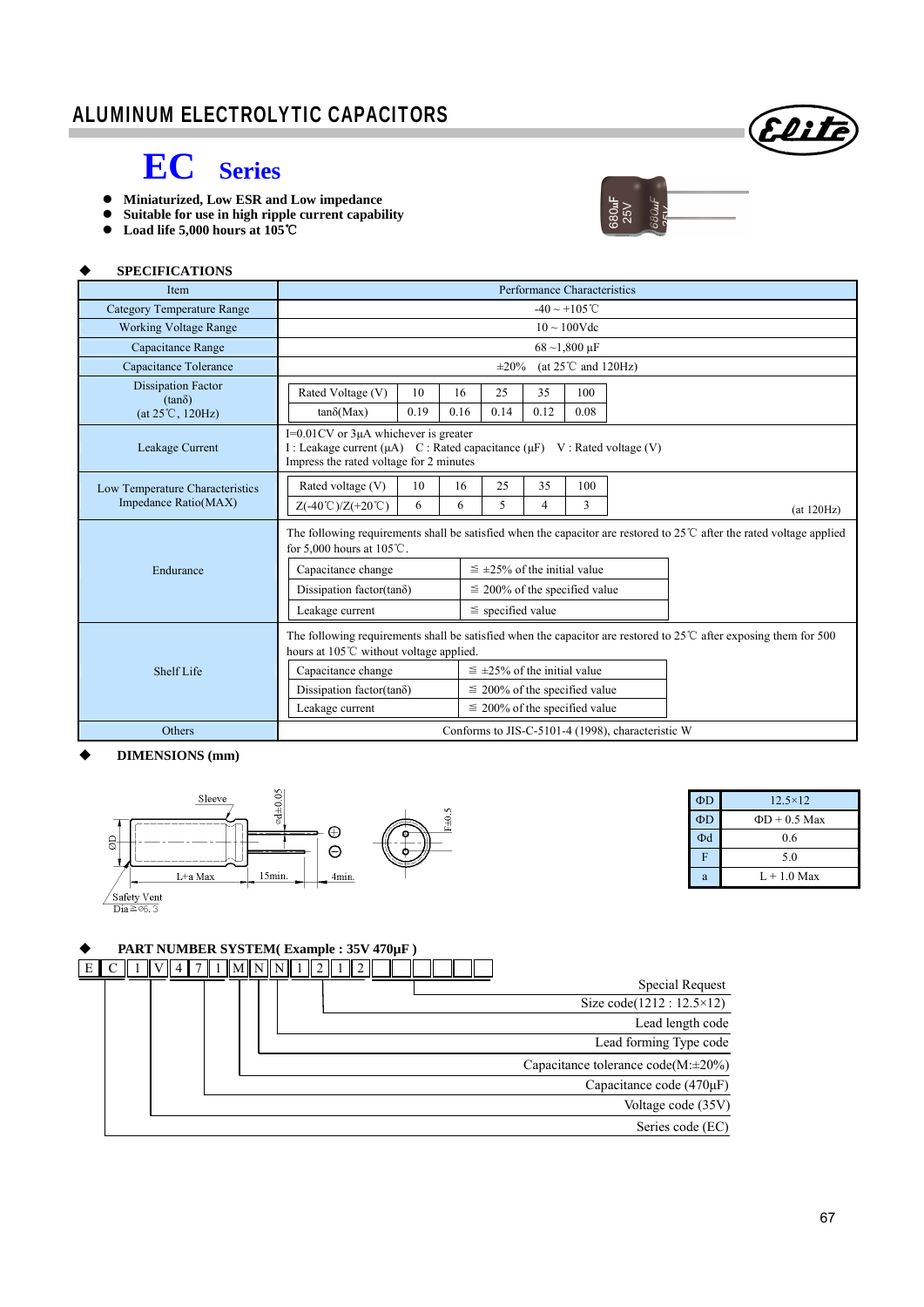# ALUMINUM ELECTROLYTIC CAPACITORS

## EC Series

- **Miniaturized, Low ESR and Low impedance**
- **Suitable for use in high ripple current capability**
- **Load life 5,000 hours at 105℃**

### SPECIFICATIONS

| Item | Performance Characteristics |
|---|---|
| Category Temperature Range | -40 ~ +105℃ |
| Working Voltage Range | 10 ~ 100Vdc |
| Capacitance Range | 68 ~1,800 µF |
| Capacitance Tolerance | ±20% (at 25℃ and 120Hz) |
| Dissipation Factor (tanδ) (at 25℃, 120Hz) | Rated Voltage (V): 10 / 16 / 25 / 35 / 100; tanδ(Max): 0.19 / 0.16 / 0.14 / 0.12 / 0.08 |
| Leakage Current | I=0.01CV or 3µA whichever is greater<br>I : Leakage current (µA) C : Rated capacitance (µF) V : Rated voltage (V)<br>Impress the rated voltage for 2 minutes |
| Low Temperature Characteristics Impedance Ratio(MAX) | Rated voltage (V): 10 / 16 / 25 / 35 / 100; Z(-40℃)/Z(+20℃): 6 / 6 / 5 / 4 / 3 (at 120Hz) |
| Endurance | The following requirements shall be satisfied when the capacitor are restored to 25℃ after the rated voltage applied for 5,000 hours at 105℃.<br>Capacitance change: ≦ ±25% of the initial value<br>Dissipation factor(tanδ): ≦ 200% of the specified value<br>Leakage current: ≦ specified value |
| Shelf Life | The following requirements shall be satisfied when the capacitor are restored to 25℃ after exposing them for 500 hours at 105℃ without voltage applied.<br>Capacitance change: ≦ ±25% of the initial value<br>Dissipation factor(tanδ): ≦ 200% of the specified value<br>Leakage current: ≦ 200% of the specified value |
| Others | Conforms to JIS-C-5101-4 (1998), characteristic W |

### DIMENSIONS (mm)

Sleeve; ΦD; ⌀d±0.05; L+a Max; 15min.; 4min.; F±0.5; Safety Vent Dia≧⌀6.3

| ΦD | 12.5×12 |
|---|---|
| ΦD | ΦD + 0.5 Max |
| Φd | 0.6 |
| F | 5.0 |
| a | L + 1.0 Max |

### PART NUMBER SYSTEM( Example : 35V 470µF )

E C 1 V 4 7 1 M N N 1 2 1 2 _ _ _ _ _ _

- EC: Series code (EC)
- 1V: Voltage code (35V)
- 471: Capacitance code (470µF)
- M: Capacitance tolerance code(M:±20%)
- N: Lead forming Type code
- N: Lead length code
- 1212: Size code(1212 : 12.5×12)
- Special Request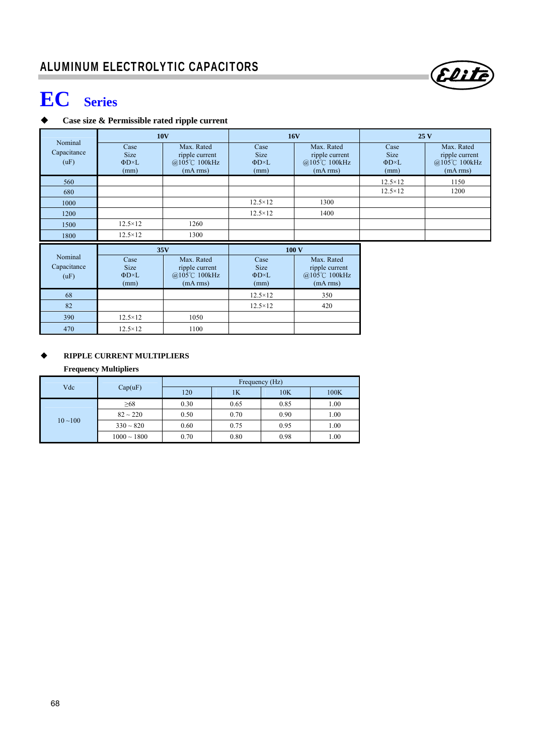## ALUMINUM ELECTROLYTIC CAPACITORS

# EC Series

◆ **Case size & Permissible rated ripple current**

| Nominal Capacitance (uF) | 10V | | 16V | | 25 V | |
|---|---|---|---|---|---|---|
| | Case Size ΦD×L (mm) | Max. Rated ripple current @105℃ 100kHz (mA rms) | Case Size ΦD×L (mm) | Max. Rated ripple current @105℃ 100kHz (mA rms) | Case Size ΦD×L (mm) | Max. Rated ripple current @105℃ 100kHz (mA rms) |
| 560 | | | | | 12.5×12 | 1150 |
| 680 | | | | | 12.5×12 | 1200 |
| 1000 | | | 12.5×12 | 1300 | | |
| 1200 | | | 12.5×12 | 1400 | | |
| 1500 | 12.5×12 | 1260 | | | | |
| 1800 | 12.5×12 | 1300 | | | | |

| Nominal Capacitance (uF) | 35V | | 100 V | |
|---|---|---|---|---|
| | Case Size ΦD×L (mm) | Max. Rated ripple current @105℃ 100kHz (mA rms) | Case Size ΦD×L (mm) | Max. Rated ripple current @105℃ 100kHz (mA rms) |
| 68 | | | 12.5×12 | 350 |
| 82 | | | 12.5×12 | 420 |
| 390 | 12.5×12 | 1050 | | |
| 470 | 12.5×12 | 1100 | | |

◆ **RIPPLE CURRENT MULTIPLIERS**

**Frequency Multipliers**

| Vdc | Cap(uF) | Frequency (Hz) | | | |
|---|---|---|---|---|---|
| | | 120 | 1K | 10K | 100K |
| 10 ~100 | ≥68 | 0.30 | 0.65 | 0.85 | 1.00 |
| | 82 ~ 220 | 0.50 | 0.70 | 0.90 | 1.00 |
| | 330 ~ 820 | 0.60 | 0.75 | 0.95 | 1.00 |
| | 1000 ~ 1800 | 0.70 | 0.80 | 0.98 | 1.00 |